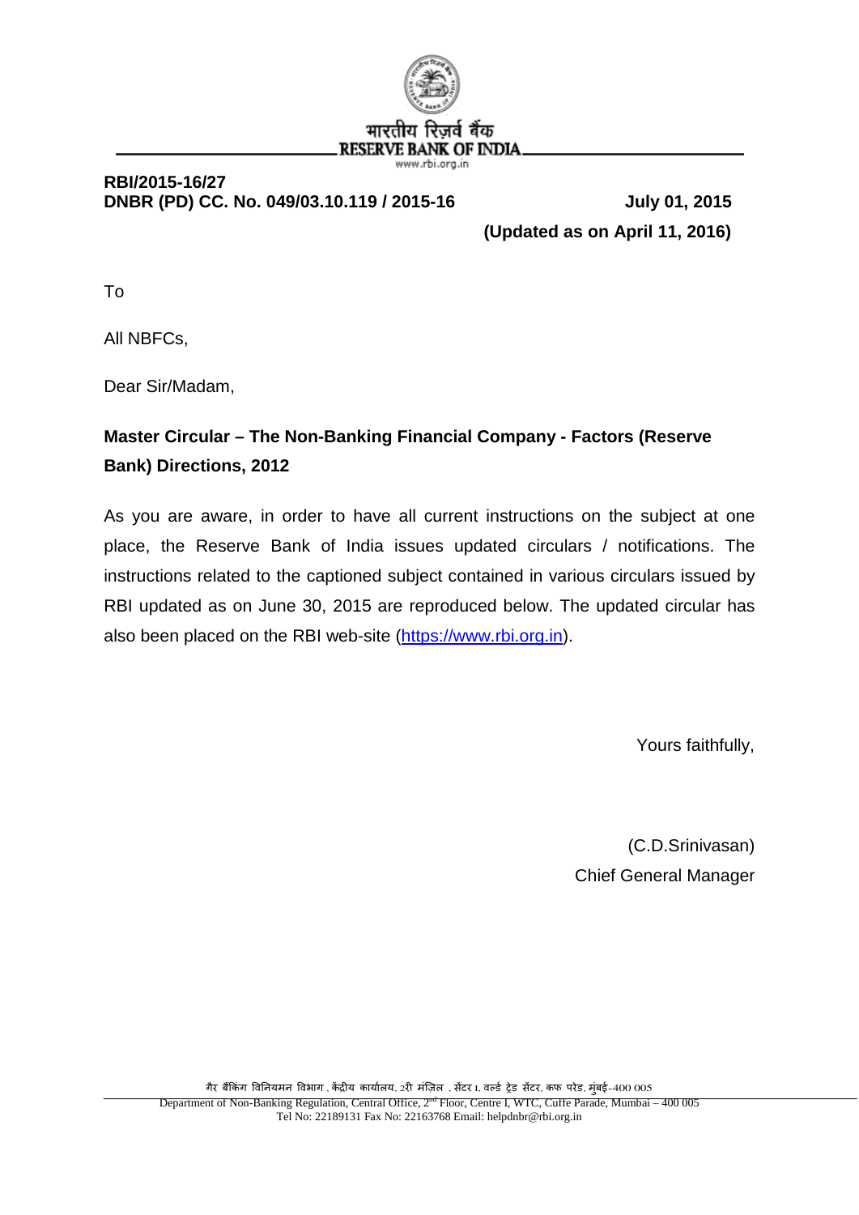भारतीय रिज़र्व बैंक
RESERVE BANK OF INDIA
www.rbi.org.in

**RBI/2015-16/27**
**DNBR (PD) CC. No. 049/03.10.119 / 2015-16** **July 01, 2015**

**(Updated as on April 11, 2016)**

To

All NBFCs,

Dear Sir/Madam,

**Master Circular – The Non-Banking Financial Company - Factors (Reserve Bank) Directions, 2012**

As you are aware, in order to have all current instructions on the subject at one place, the Reserve Bank of India issues updated circulars / notifications. The instructions related to the captioned subject contained in various circulars issued by RBI updated as on June 30, 2015 are reproduced below. The updated circular has also been placed on the RBI web-site (https://www.rbi.org.in).

Yours faithfully,

(C.D.Srinivasan)
Chief General Manager

गैर बैंकिंग विनियमन विभाग , केंद्रीय कार्यालय, 2री मंज़िल , सेंटर I, वर्ल्ड ट्रेड सेंटर, कफ परेड, मुंबई-400 005
Department of Non-Banking Regulation, Central Office, 2nd Floor, Centre I, WTC, Cuffe Parade, Mumbai – 400 005
Tel No: 22189131 Fax No: 22163768 Email: helpdnbr@rbi.org.in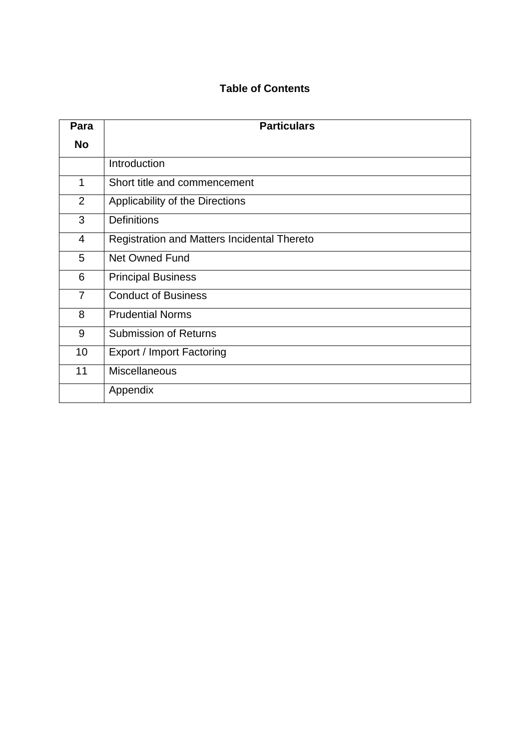**Table of Contents**

| Para No | Particulars |
|---|---|
| | Introduction |
| 1 | Short title and commencement |
| 2 | Applicability of the Directions |
| 3 | Definitions |
| 4 | Registration and Matters Incidental Thereto |
| 5 | Net Owned Fund |
| 6 | Principal Business |
| 7 | Conduct of Business |
| 8 | Prudential Norms |
| 9 | Submission of Returns |
| 10 | Export / Import Factoring |
| 11 | Miscellaneous |
| | Appendix |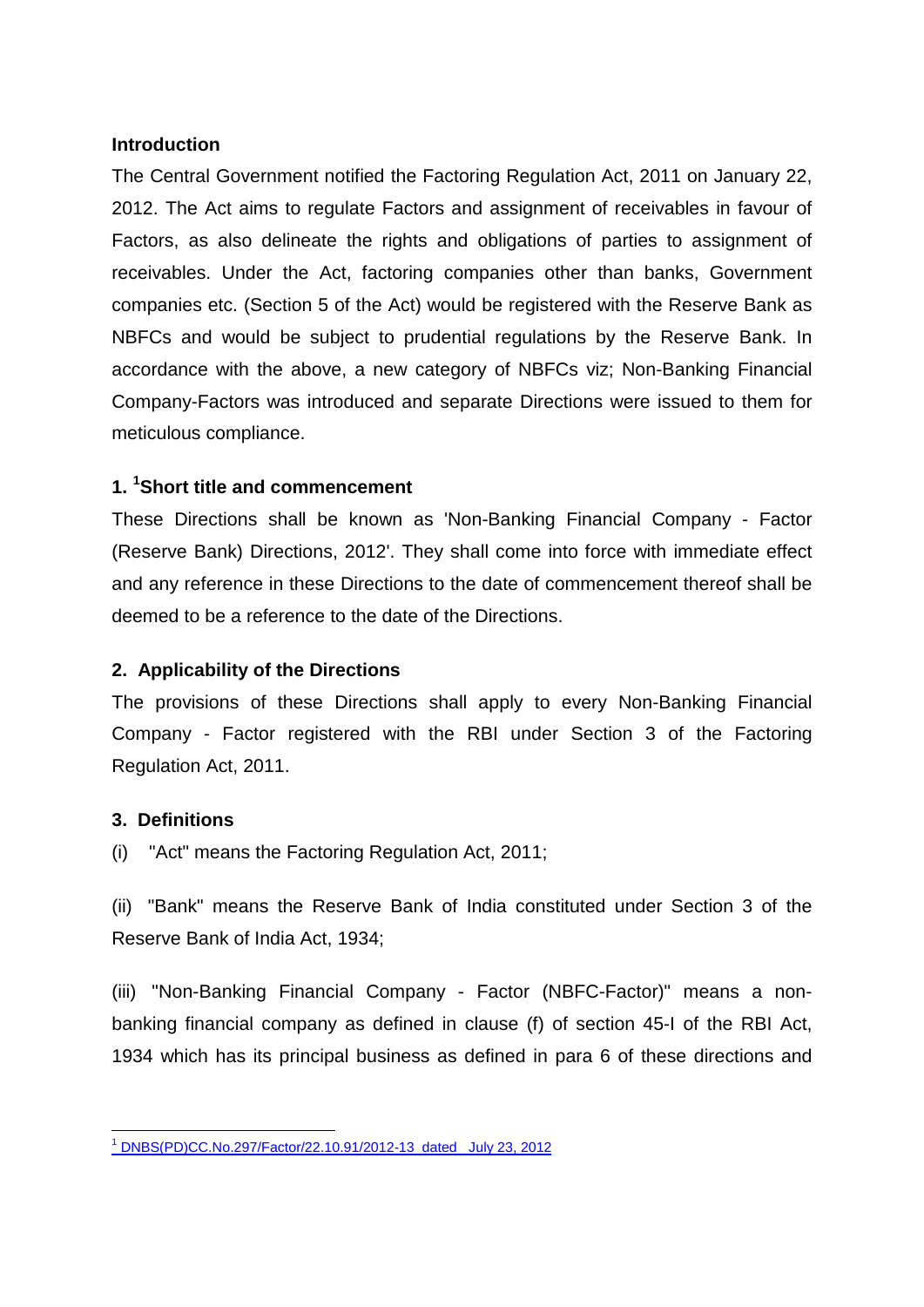**Introduction**

The Central Government notified the Factoring Regulation Act, 2011 on January 22, 2012. The Act aims to regulate Factors and assignment of receivables in favour of Factors, as also delineate the rights and obligations of parties to assignment of receivables. Under the Act, factoring companies other than banks, Government companies etc. (Section 5 of the Act) would be registered with the Reserve Bank as NBFCs and would be subject to prudential regulations by the Reserve Bank. In accordance with the above, a new category of NBFCs viz; Non-Banking Financial Company-Factors was introduced and separate Directions were issued to them for meticulous compliance.

**1. [1]Short title and commencement**

These Directions shall be known as 'Non-Banking Financial Company - Factor (Reserve Bank) Directions, 2012'. They shall come into force with immediate effect and any reference in these Directions to the date of commencement thereof shall be deemed to be a reference to the date of the Directions.

**2. Applicability of the Directions**

The provisions of these Directions shall apply to every Non-Banking Financial Company - Factor registered with the RBI under Section 3 of the Factoring Regulation Act, 2011.

**3. Definitions**

(i) "Act" means the Factoring Regulation Act, 2011;

(ii) "Bank" means the Reserve Bank of India constituted under Section 3 of the Reserve Bank of India Act, 1934;

(iii) "Non-Banking Financial Company - Factor (NBFC-Factor)" means a non-banking financial company as defined in clause (f) of section 45-I of the RBI Act, 1934 which has its principal business as defined in para 6 of these directions and

[1] DNBS(PD)CC.No.297/Factor/22.10.91/2012-13 dated July 23, 2012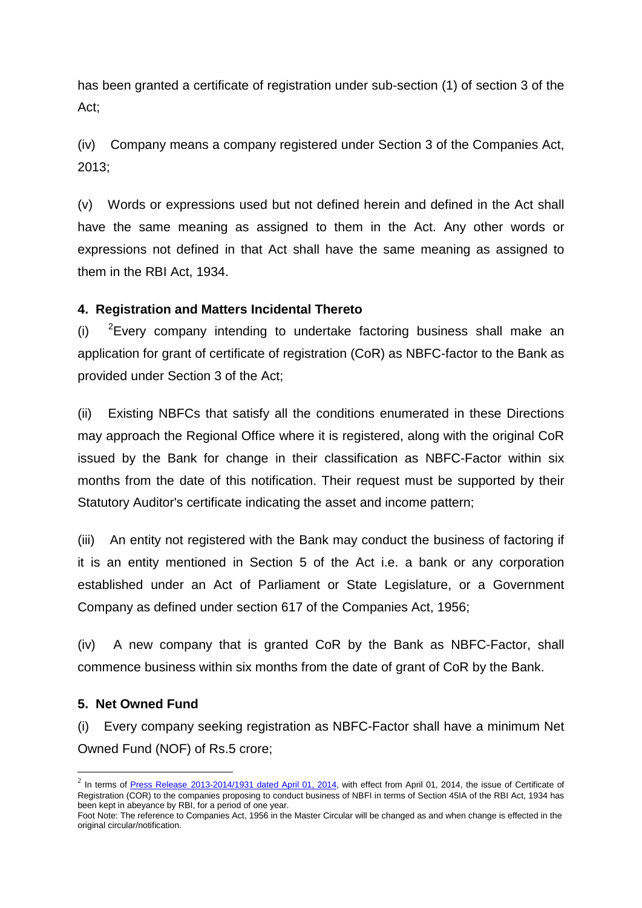has been granted a certificate of registration under sub-section (1) of section 3 of the Act;

(iv) Company means a company registered under Section 3 of the Companies Act, 2013;

(v) Words or expressions used but not defined herein and defined in the Act shall have the same meaning as assigned to them in the Act. Any other words or expressions not defined in that Act shall have the same meaning as assigned to them in the RBI Act, 1934.

**4. Registration and Matters Incidental Thereto**

(i) [2]Every company intending to undertake factoring business shall make an application for grant of certificate of registration (CoR) as NBFC-factor to the Bank as provided under Section 3 of the Act;

(ii) Existing NBFCs that satisfy all the conditions enumerated in these Directions may approach the Regional Office where it is registered, along with the original CoR issued by the Bank for change in their classification as NBFC-Factor within six months from the date of this notification. Their request must be supported by their Statutory Auditor's certificate indicating the asset and income pattern;

(iii) An entity not registered with the Bank may conduct the business of factoring if it is an entity mentioned in Section 5 of the Act i.e. a bank or any corporation established under an Act of Parliament or State Legislature, or a Government Company as defined under section 617 of the Companies Act, 1956;

(iv) A new company that is granted CoR by the Bank as NBFC-Factor, shall commence business within six months from the date of grant of CoR by the Bank.

**5. Net Owned Fund**

(i) Every company seeking registration as NBFC-Factor shall have a minimum Net Owned Fund (NOF) of Rs.5 crore;

---

[2] In terms of [Press Release 2013-2014/1931 dated April 01, 2014], with effect from April 01, 2014, the issue of Certificate of Registration (COR) to the companies proposing to conduct business of NBFI in terms of Section 45IA of the RBI Act, 1934 has been kept in abeyance by RBI, for a period of one year.

Foot Note: The reference to Companies Act, 1956 in the Master Circular will be changed as and when change is effected in the original circular/notification.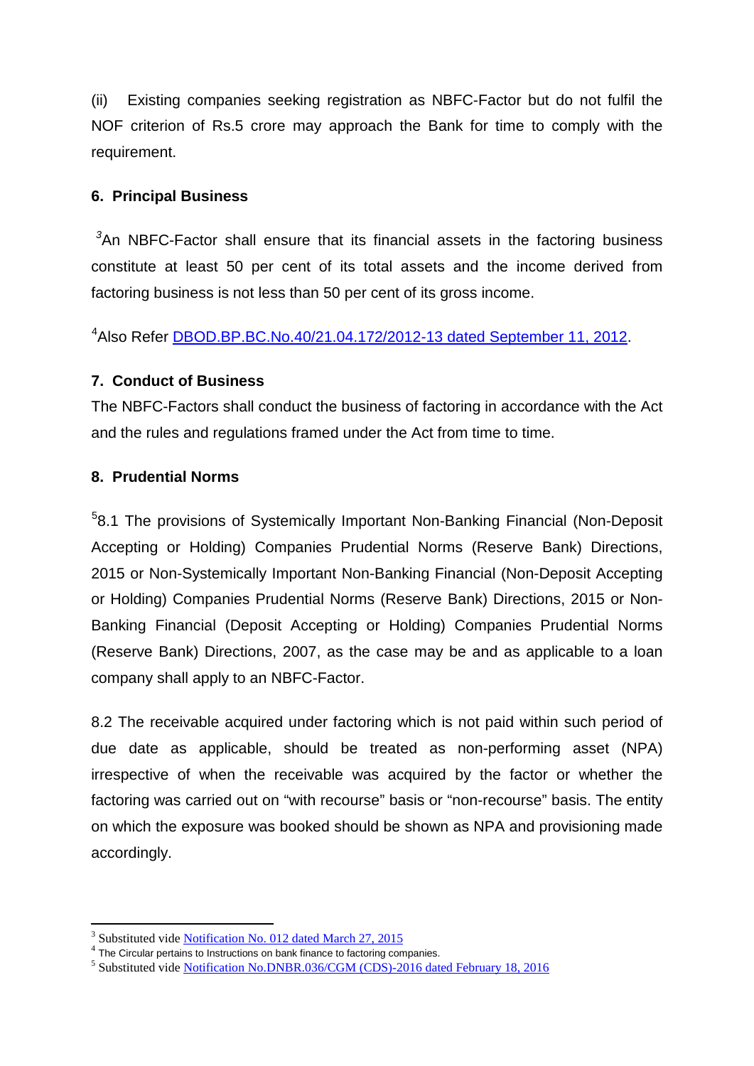(ii) Existing companies seeking registration as NBFC-Factor but do not fulfil the NOF criterion of Rs.5 crore may approach the Bank for time to comply with the requirement.

## 6. Principal Business

[3]An NBFC-Factor shall ensure that its financial assets in the factoring business constitute at least 50 per cent of its total assets and the income derived from factoring business is not less than 50 per cent of its gross income.

[4]Also Refer DBOD.BP.BC.No.40/21.04.172/2012-13 dated September 11, 2012.

## 7. Conduct of Business

The NBFC-Factors shall conduct the business of factoring in accordance with the Act and the rules and regulations framed under the Act from time to time.

## 8. Prudential Norms

[5]8.1 The provisions of Systemically Important Non-Banking Financial (Non-Deposit Accepting or Holding) Companies Prudential Norms (Reserve Bank) Directions, 2015 or Non-Systemically Important Non-Banking Financial (Non-Deposit Accepting or Holding) Companies Prudential Norms (Reserve Bank) Directions, 2015 or Non-Banking Financial (Deposit Accepting or Holding) Companies Prudential Norms (Reserve Bank) Directions, 2007, as the case may be and as applicable to a loan company shall apply to an NBFC-Factor.

8.2 The receivable acquired under factoring which is not paid within such period of due date as applicable, should be treated as non-performing asset (NPA) irrespective of when the receivable was acquired by the factor or whether the factoring was carried out on "with recourse" basis or "non-recourse" basis. The entity on which the exposure was booked should be shown as NPA and provisioning made accordingly.

---

[3] Substituted vide Notification No. 012 dated March 27, 2015

[4] The Circular pertains to Instructions on bank finance to factoring companies.

[5] Substituted vide Notification No.DNBR.036/CGM (CDS)-2016 dated February 18, 2016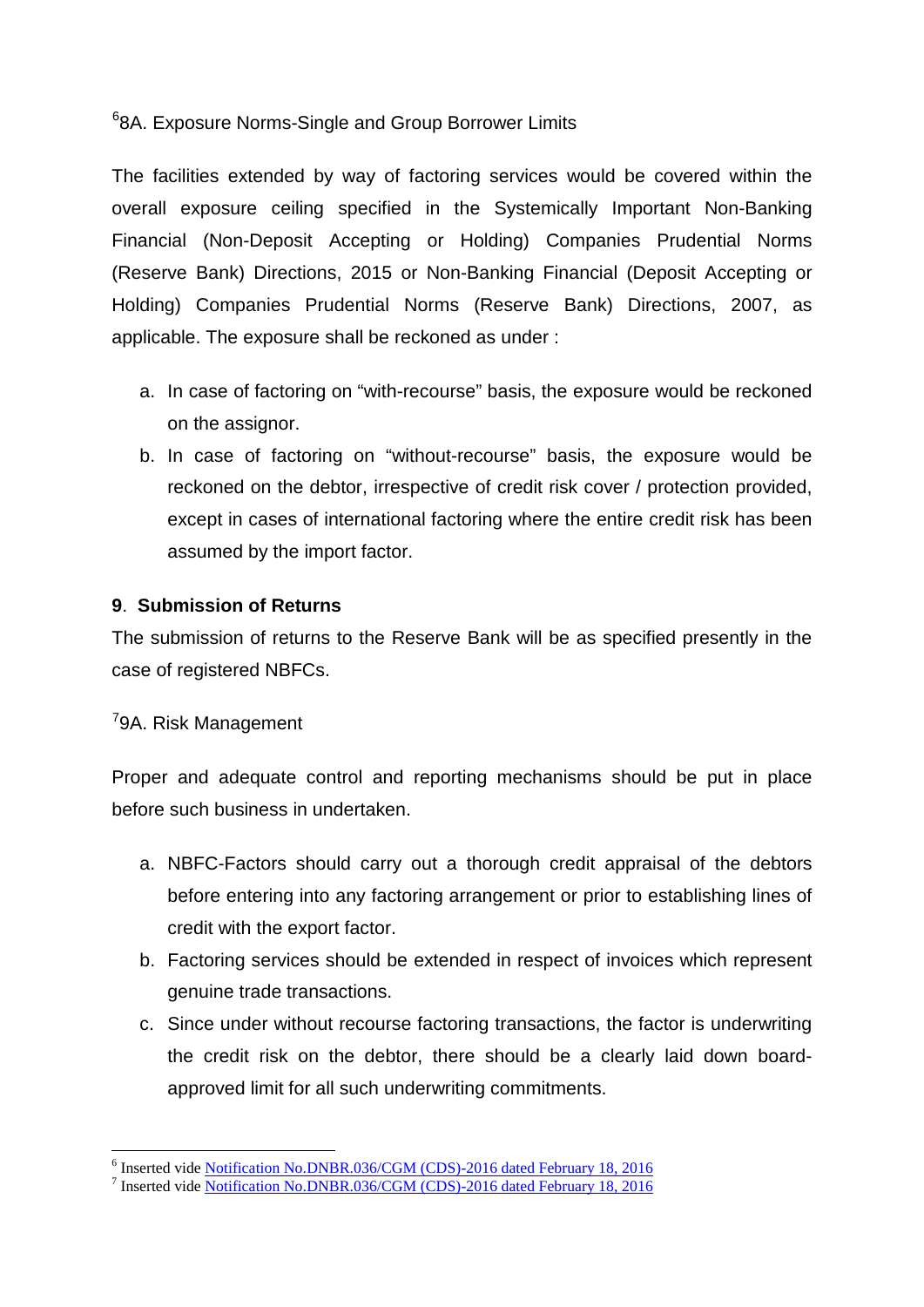[6]8A. Exposure Norms-Single and Group Borrower Limits

The facilities extended by way of factoring services would be covered within the overall exposure ceiling specified in the Systemically Important Non-Banking Financial (Non-Deposit Accepting or Holding) Companies Prudential Norms (Reserve Bank) Directions, 2015 or Non-Banking Financial (Deposit Accepting or Holding) Companies Prudential Norms (Reserve Bank) Directions, 2007, as applicable. The exposure shall be reckoned as under :

a. In case of factoring on "with-recourse" basis, the exposure would be reckoned on the assignor.
b. In case of factoring on "without-recourse" basis, the exposure would be reckoned on the debtor, irrespective of credit risk cover / protection provided, except in cases of international factoring where the entire credit risk has been assumed by the import factor.

**9**. **Submission of Returns**

The submission of returns to the Reserve Bank will be as specified presently in the case of registered NBFCs.

[7]9A. Risk Management

Proper and adequate control and reporting mechanisms should be put in place before such business in undertaken.

a. NBFC-Factors should carry out a thorough credit appraisal of the debtors before entering into any factoring arrangement or prior to establishing lines of credit with the export factor.
b. Factoring services should be extended in respect of invoices which represent genuine trade transactions.
c. Since under without recourse factoring transactions, the factor is underwriting the credit risk on the debtor, there should be a clearly laid down board-approved limit for all such underwriting commitments.

---

[6] Inserted vide Notification No.DNBR.036/CGM (CDS)-2016 dated February 18, 2016

[7] Inserted vide Notification No.DNBR.036/CGM (CDS)-2016 dated February 18, 2016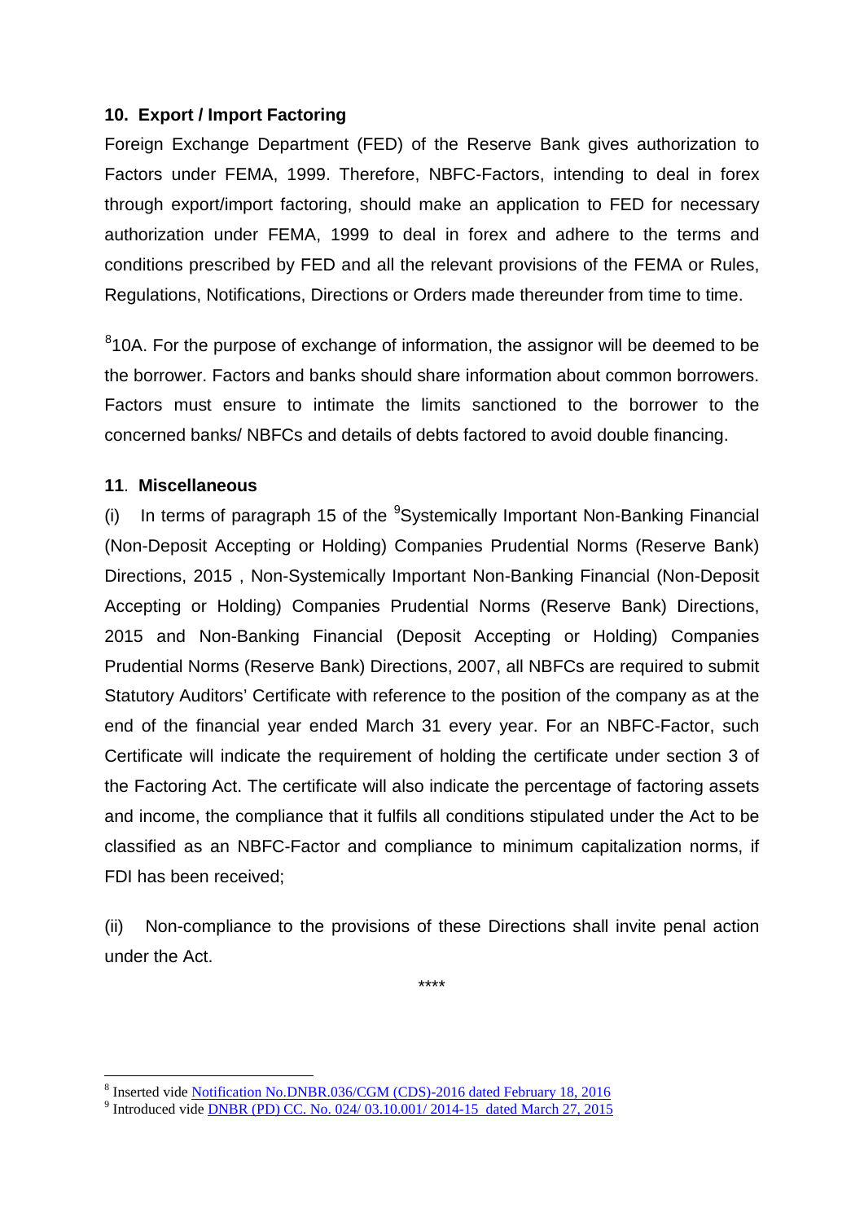**10. Export / Import Factoring**

Foreign Exchange Department (FED) of the Reserve Bank gives authorization to Factors under FEMA, 1999. Therefore, NBFC-Factors, intending to deal in forex through export/import factoring, should make an application to FED for necessary authorization under FEMA, 1999 to deal in forex and adhere to the terms and conditions prescribed by FED and all the relevant provisions of the FEMA or Rules, Regulations, Notifications, Directions or Orders made thereunder from time to time.

[8]10A. For the purpose of exchange of information, the assignor will be deemed to be the borrower. Factors and banks should share information about common borrowers. Factors must ensure to intimate the limits sanctioned to the borrower to the concerned banks/ NBFCs and details of debts factored to avoid double financing.

**11. Miscellaneous**

(i) In terms of paragraph 15 of the [9]Systemically Important Non-Banking Financial (Non-Deposit Accepting or Holding) Companies Prudential Norms (Reserve Bank) Directions, 2015 , Non-Systemically Important Non-Banking Financial (Non-Deposit Accepting or Holding) Companies Prudential Norms (Reserve Bank) Directions, 2015 and Non-Banking Financial (Deposit Accepting or Holding) Companies Prudential Norms (Reserve Bank) Directions, 2007, all NBFCs are required to submit Statutory Auditors' Certificate with reference to the position of the company as at the end of the financial year ended March 31 every year. For an NBFC-Factor, such Certificate will indicate the requirement of holding the certificate under section 3 of the Factoring Act. The certificate will also indicate the percentage of factoring assets and income, the compliance that it fulfils all conditions stipulated under the Act to be classified as an NBFC-Factor and compliance to minimum capitalization norms, if FDI has been received;

(ii) Non-compliance to the provisions of these Directions shall invite penal action under the Act.

****

---

[8] Inserted vide Notification No.DNBR.036/CGM (CDS)-2016 dated February 18, 2016

[9] Introduced vide DNBR (PD) CC. No. 024/ 03.10.001/ 2014-15 dated March 27, 2015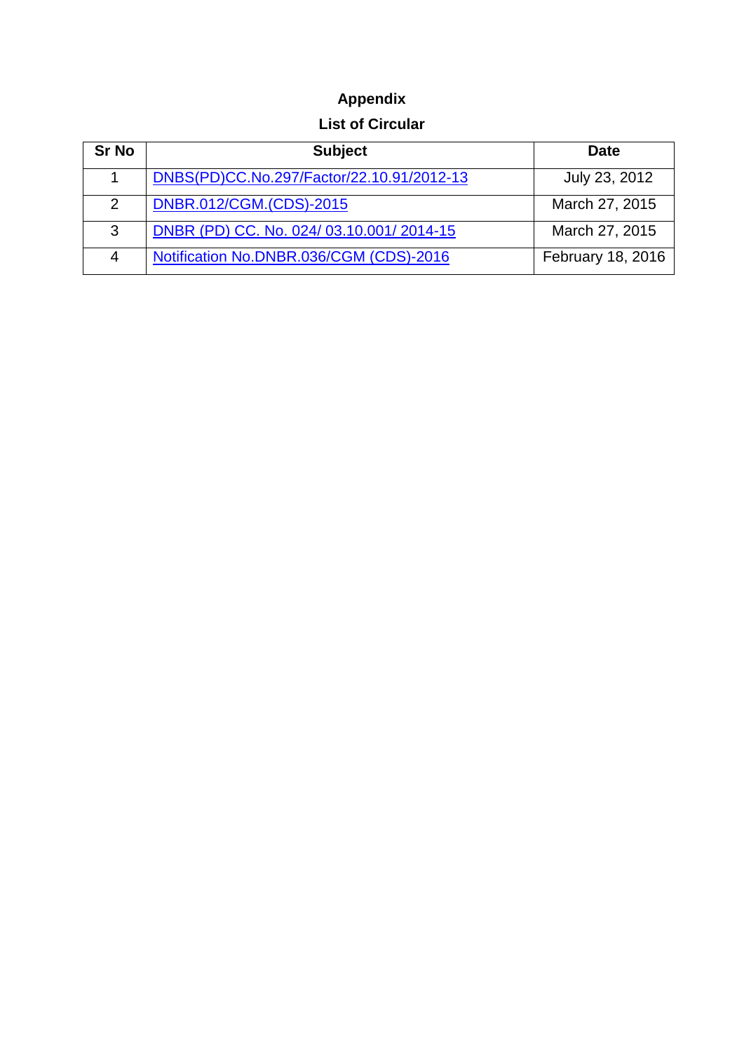# Appendix

## List of Circular

| Sr No | Subject | Date |
|---|---|---|
| 1 | DNBS(PD)CC.No.297/Factor/22.10.91/2012-13 | July 23, 2012 |
| 2 | DNBR.012/CGM.(CDS)-2015 | March 27, 2015 |
| 3 | DNBR (PD) CC. No. 024/ 03.10.001/ 2014-15 | March 27, 2015 |
| 4 | Notification No.DNBR.036/CGM (CDS)-2016 | February 18, 2016 |